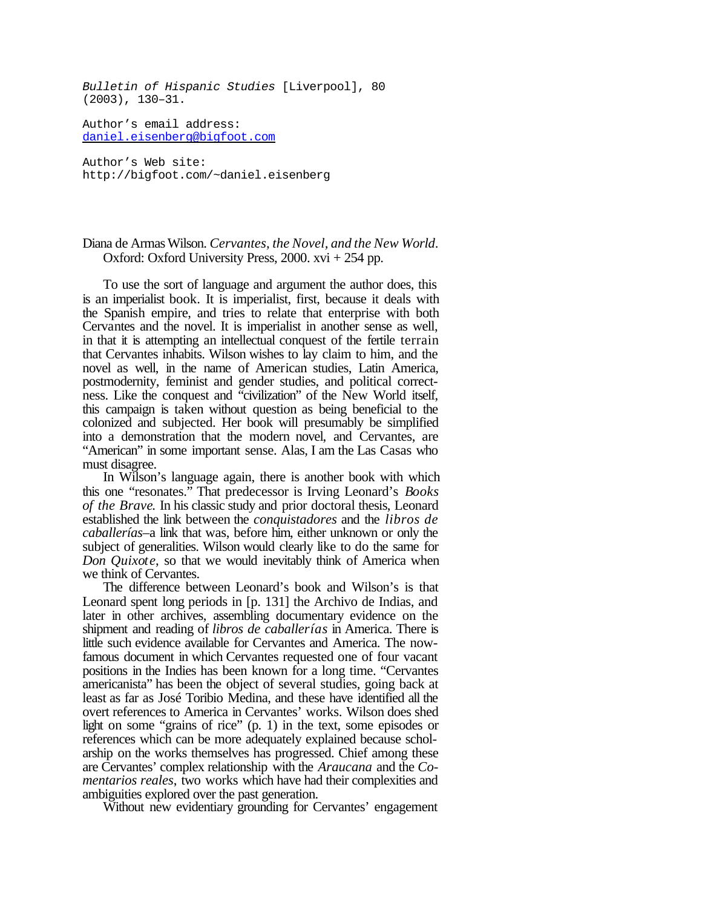*Bulletin of Hispanic Studies* [Liverpool], 80 (2003), 130–31.

Author's email address: daniel.eisenberg@bigfoot.com

Author's Web site: http://bigfoot.com/~daniel.eisenberg

Diana de Armas Wilson. *Cervantes, the Novel, and the New World*. Oxford: Oxford University Press, 2000. xvi + 254 pp.

To use the sort of language and argument the author does, this is an imperialist book. It is imperialist, first, because it deals with the Spanish empire, and tries to relate that enterprise with both Cervantes and the novel. It is imperialist in another sense as well, in that it is attempting an intellectual conquest of the fertile terrain that Cervantes inhabits. Wilson wishes to lay claim to him, and the novel as well, in the name of American studies, Latin America, postmodernity, feminist and gender studies, and political correctness. Like the conquest and "civilization" of the New World itself, this campaign is taken without question as being beneficial to the colonized and subjected. Her book will presumably be simplified into a demonstration that the modern novel, and Cervantes, are "American" in some important sense. Alas, I am the Las Casas who must disagree.

In Wilson's language again, there is another book with which this one "resonates." That predecessor is Irving Leonard's *Books of the Brave*. In his classic study and prior doctoral thesis, Leonard established the link between the *conquistadores* and the *libros de caballerías*–a link that was, before him, either unknown or only the subject of generalities. Wilson would clearly like to do the same for *Don Quixote*, so that we would inevitably think of America when we think of Cervantes.

The difference between Leonard's book and Wilson's is that Leonard spent long periods in [p. 131] the Archivo de Indias, and later in other archives, assembling documentary evidence on the shipment and reading of *libros de caballerías* in America. There is little such evidence available for Cervantes and America. The now-famous document in which Cervantes requested one of four vacant positions in the Indies has been known for a long time. "Cervantes americanista" has been the object of several studies, going back at least as far as José Toribio Medina, and these have identified all the overt references to America in Cervantes' works. Wilson does shed light on some "grains of rice" (p. 1) in the text, some episodes or references which can be more adequately explained because scholarship on the works themselves has progressed. Chief among these are Cervantes' complex relationship with the *Araucana* and the *Comentarios reales*, two works which have had their complexities and ambiguities explored over the past generation.

Without new evidentiary grounding for Cervantes' engagement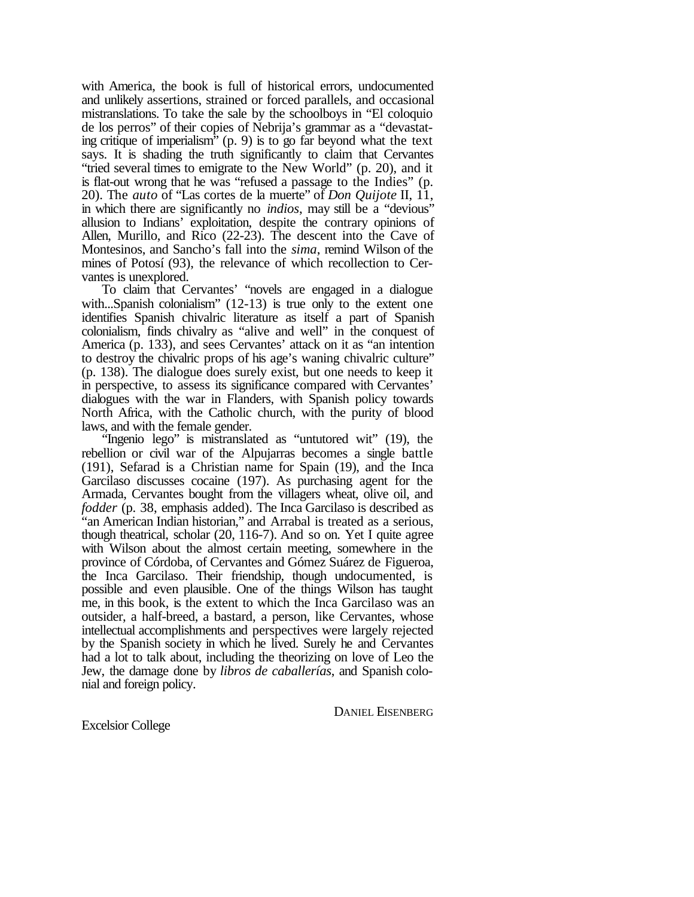with America, the book is full of historical errors, undocumented and unlikely assertions, strained or forced parallels, and occasional mistranslations. To take the sale by the schoolboys in "El coloquio de los perros" of their copies of Nebrija's grammar as a "devastating critique of imperialism" (p. 9) is to go far beyond what the text says. It is shading the truth significantly to claim that Cervantes "tried several times to emigrate to the New World" (p. 20), and it is flat-out wrong that he was "refused a passage to the Indies" (p. 20). The *auto* of "Las cortes de la muerte" of *Don Quijote* II, 11, in which there are significantly no *indios*, may still be a "devious" allusion to Indians' exploitation, despite the contrary opinions of Allen, Murillo, and Rico (22-23). The descent into the Cave of Montesinos, and Sancho's fall into the *sima*, remind Wilson of the mines of Potosí (93), the relevance of which recollection to Cervantes is unexplored.

To claim that Cervantes' "novels are engaged in a dialogue with...Spanish colonialism" (12-13) is true only to the extent one identifies Spanish chivalric literature as itself a part of Spanish colonialism, finds chivalry as "alive and well" in the conquest of America (p. 133), and sees Cervantes' attack on it as "an intention to destroy the chivalric props of his age's waning chivalric culture" (p. 138). The dialogue does surely exist, but one needs to keep it in perspective, to assess its significance compared with Cervantes' dialogues with the war in Flanders, with Spanish policy towards North Africa, with the Catholic church, with the purity of blood laws, and with the female gender.

"Ingenio lego" is mistranslated as "untutored wit" (19), the rebellion or civil war of the Alpujarras becomes a single battle (191), Sefarad is a Christian name for Spain (19), and the Inca Garcilaso discusses cocaine (197). As purchasing agent for the Armada, Cervantes bought from the villagers wheat, olive oil, and *fodder* (p. 38, emphasis added). The Inca Garcilaso is described as "an American Indian historian," and Arrabal is treated as a serious, though theatrical, scholar (20, 116-7). And so on. Yet I quite agree with Wilson about the almost certain meeting, somewhere in the province of Córdoba, of Cervantes and Gómez Suárez de Figueroa, the Inca Garcilaso. Their friendship, though undocumented, is possible and even plausible. One of the things Wilson has taught me, in this book, is the extent to which the Inca Garcilaso was an outsider, a half-breed, a bastard, a person, like Cervantes, whose intellectual accomplishments and perspectives were largely rejected by the Spanish society in which he lived. Surely he and Cervantes had a lot to talk about, including the theorizing on love of Leo the Jew, the damage done by *libros de caballerías*, and Spanish colonial and foreign policy.

DANIEL EISENBERG

Excelsior College